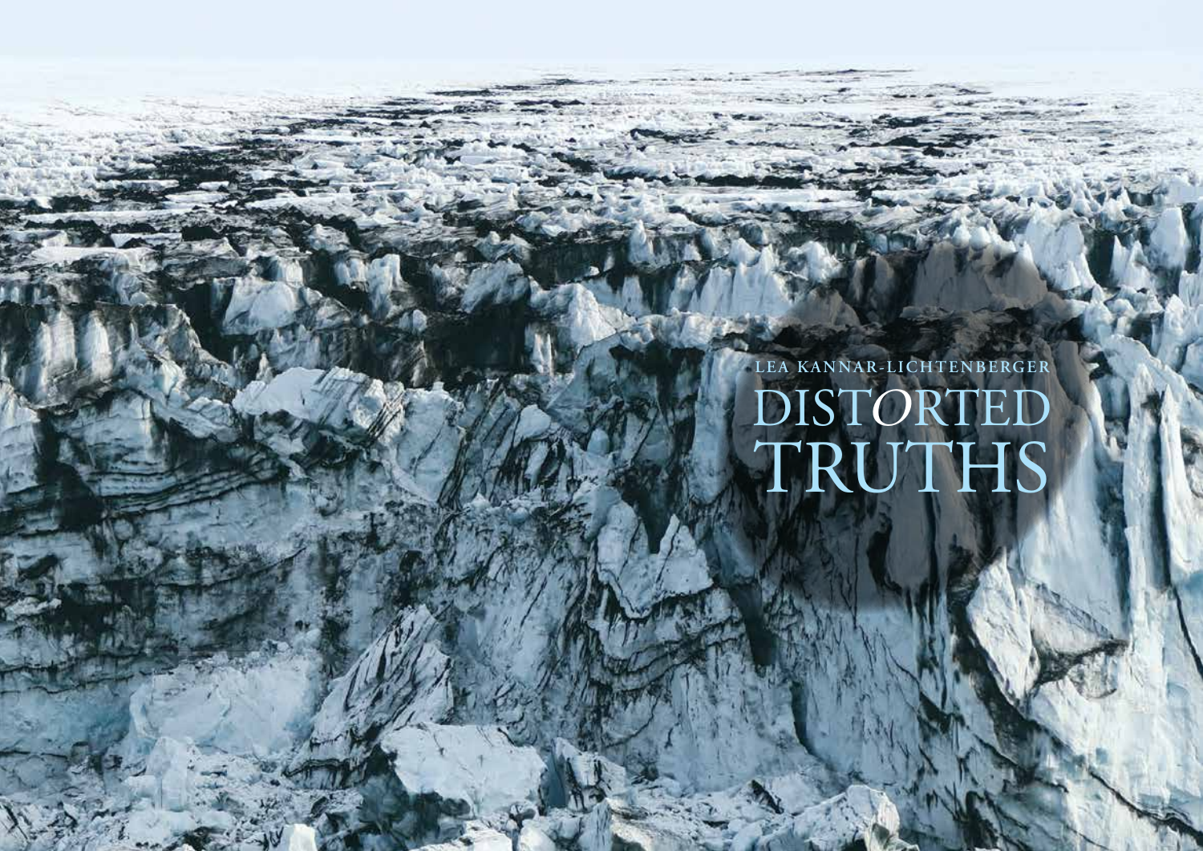LEA KANNAR-LICHTENBERGER

# DISTORTED TRUTHS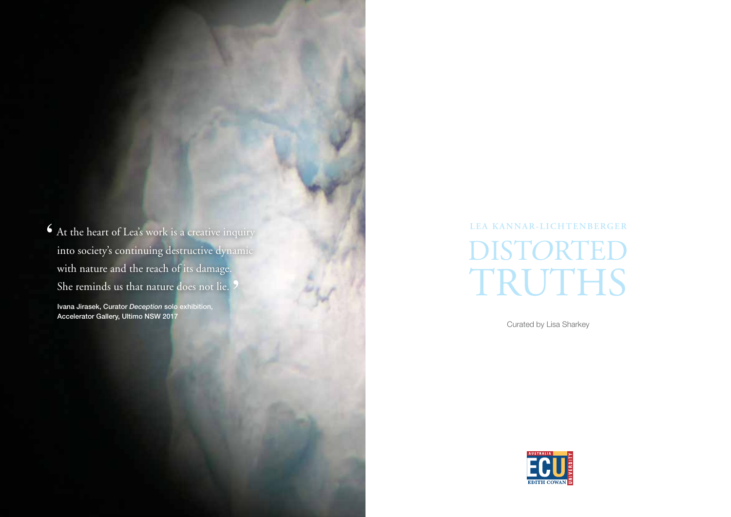> 'At the heart of Lea's work is a creative inquiry into society's continuing destructive dynamic with nature and the reach of its damage. She reminds us that nature does not lie.'

Ivana Jirasek, Curator *Deception* solo exhibition, Accelerator Gallery, Ultimo NSW 2017

LEA KANNAR-LICHTENBERGER

# DISTORTED TRUTHS

Curated by Lisa Sharkey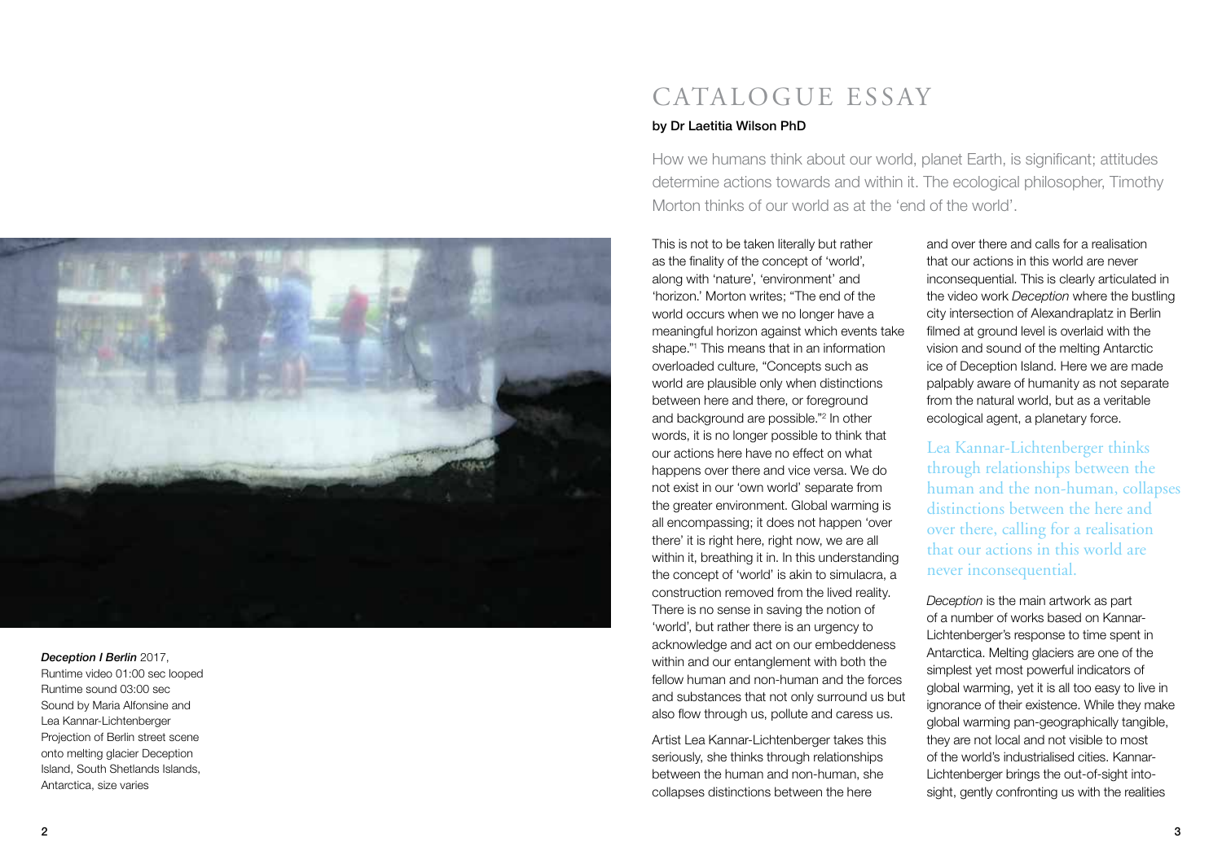*Deception I Berlin* 2017,
Runtime video 01:00 sec looped
Runtime sound 03:00 sec
Sound by Maria Alfonsine and Lea Kannar-Lichtenberger
Projection of Berlin street scene onto melting glacier Deception Island, South Shetlands Islands, Antarctica, size varies

# CATALOGUE ESSAY

**by Dr Laetitia Wilson PhD**

How we humans think about our world, planet Earth, is significant; attitudes determine actions towards and within it. The ecological philosopher, Timothy Morton thinks of our world as at the 'end of the world'.

This is not to be taken literally but rather as the finality of the concept of 'world', along with 'nature', 'environment' and 'horizon.' Morton writes; "The end of the world occurs when we no longer have a meaningful horizon against which events take shape."[1] This means that in an information overloaded culture, "Concepts such as world are plausible only when distinctions between here and there, or foreground and background are possible."[2] In other words, it is no longer possible to think that our actions here have no effect on what happens over there and vice versa. We do not exist in our 'own world' separate from the greater environment. Global warming is all encompassing; it does not happen 'over there' it is right here, right now, we are all within it, breathing it in. In this understanding the concept of 'world' is akin to simulacra, a construction removed from the lived reality. There is no sense in saving the notion of 'world', but rather there is an urgency to acknowledge and act on our embeddeness within and our entanglement with both the fellow human and non-human and the forces and substances that not only surround us but also flow through us, pollute and caress us.

Artist Lea Kannar-Lichtenberger takes this seriously, she thinks through relationships between the human and non-human, she collapses distinctions between the here and over there and calls for a realisation that our actions in this world are never inconsequential. This is clearly articulated in the video work *Deception* where the bustling city intersection of Alexandraplatz in Berlin filmed at ground level is overlaid with the vision and sound of the melting Antarctic ice of Deception Island. Here we are made palpably aware of humanity as not separate from the natural world, but as a veritable ecological agent, a planetary force.

> Lea Kannar-Lichtenberger thinks through relationships between the human and the non-human, collapses distinctions between the here and over there, calling for a realisation that our actions in this world are never inconsequential.

*Deception* is the main artwork as part of a number of works based on Kannar-Lichtenberger's response to time spent in Antarctica. Melting glaciers are one of the simplest yet most powerful indicators of global warming, yet it is all too easy to live in ignorance of their existence. While they make global warming pan-geographically tangible, they are not local and not visible to most of the world's industrialised cities. Kannar-Lichtenberger brings the out-of-sight into-sight, gently confronting us with the realities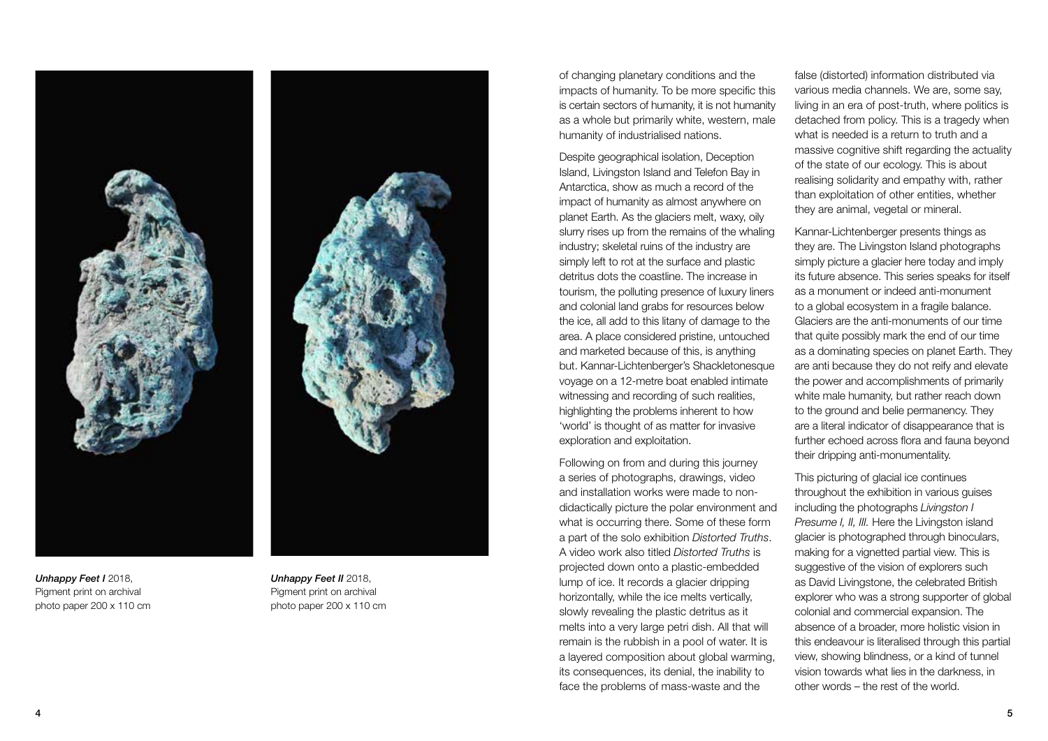***Unhappy Feet I*** 2018,
Pigment print on archival
photo paper 200 x 110 cm

***Unhappy Feet II*** 2018,
Pigment print on archival
photo paper 200 x 110 cm

of changing planetary conditions and the impacts of humanity. To be more specific this is certain sectors of humanity, it is not humanity as a whole but primarily white, western, male humanity of industrialised nations.

Despite geographical isolation, Deception Island, Livingston Island and Telefon Bay in Antarctica, show as much a record of the impact of humanity as almost anywhere on planet Earth. As the glaciers melt, waxy, oily slurry rises up from the remains of the whaling industry; skeletal ruins of the industry are simply left to rot at the surface and plastic detritus dots the coastline. The increase in tourism, the polluting presence of luxury liners and colonial land grabs for resources below the ice, all add to this litany of damage to the area. A place considered pristine, untouched and marketed because of this, is anything but. Kannar-Lichtenberger's Shackletonesque voyage on a 12-metre boat enabled intimate witnessing and recording of such realities, highlighting the problems inherent to how 'world' is thought of as matter for invasive exploration and exploitation.

Following on from and during this journey a series of photographs, drawings, video and installation works were made to non-didactically picture the polar environment and what is occurring there. Some of these form a part of the solo exhibition *Distorted Truths*. A video work also titled *Distorted Truths* is projected down onto a plastic-embedded lump of ice. It records a glacier dripping horizontally, while the ice melts vertically, slowly revealing the plastic detritus as it melts into a very large petri dish. All that will remain is the rubbish in a pool of water. It is a layered composition about global warming, its consequences, its denial, the inability to face the problems of mass-waste and the false (distorted) information distributed via various media channels. We are, some say, living in an era of post-truth, where politics is detached from policy. This is a tragedy when what is needed is a return to truth and a massive cognitive shift regarding the actuality of the state of our ecology. This is about realising solidarity and empathy with, rather than exploitation of other entities, whether they are animal, vegetal or mineral.

Kannar-Lichtenberger presents things as they are. The Livingston Island photographs simply picture a glacier here today and imply its future absence. This series speaks for itself as a monument or indeed anti-monument to a global ecosystem in a fragile balance. Glaciers are the anti-monuments of our time that quite possibly mark the end of our time as a dominating species on planet Earth. They are anti because they do not reify and elevate the power and accomplishments of primarily white male humanity, but rather reach down to the ground and belie permanency. They are a literal indicator of disappearance that is further echoed across flora and fauna beyond their dripping anti-monumentality.

This picturing of glacial ice continues throughout the exhibition in various guises including the photographs *Livingston I Presume I, II, III.* Here the Livingston island glacier is photographed through binoculars, making for a vignetted partial view. This is suggestive of the vision of explorers such as David Livingstone, the celebrated British explorer who was a strong supporter of global colonial and commercial expansion. The absence of a broader, more holistic vision in this endeavour is literalised through this partial view, showing blindness, or a kind of tunnel vision towards what lies in the darkness, in other words – the rest of the world.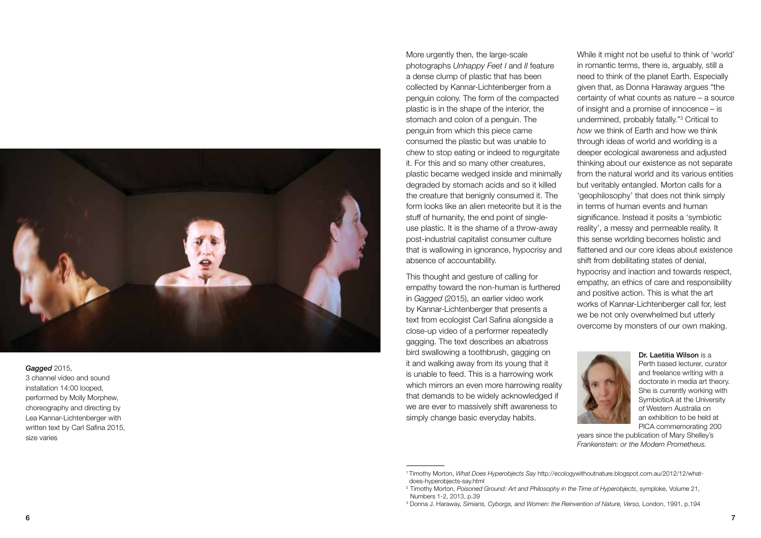*Gagged* 2015,
3 channel video and sound installation 14:00 looped, performed by Molly Morphew, choreography and directing by Lea Kannar-Lichtenberger with written text by Carl Safina 2015, size varies

More urgently then, the large-scale photographs *Unhappy Feet I* and *II* feature a dense clump of plastic that has been collected by Kannar-Lichtenberger from a penguin colony. The form of the compacted plastic is in the shape of the interior, the stomach and colon of a penguin. The penguin from which this piece came consumed the plastic but was unable to chew to stop eating or indeed to regurgitate it. For this and so many other creatures, plastic became wedged inside and minimally degraded by stomach acids and so it killed the creature that benignly consumed it. The form looks like an alien meteorite but it is the stuff of humanity, the end point of single-use plastic. It is the shame of a throw-away post-industrial capitalist consumer culture that is wallowing in ignorance, hypocrisy and absence of accountability.

This thought and gesture of calling for empathy toward the non-human is furthered in *Gagged* (2015), an earlier video work by Kannar-Lichtenberger that presents a text from ecologist Carl Safina alongside a close-up video of a performer repeatedly gagging. The text describes an albatross bird swallowing a toothbrush, gagging on it and walking away from its young that it is unable to feed. This is a harrowing work which mirrors an even more harrowing reality that demands to be widely acknowledged if we are ever to massively shift awareness to simply change basic everyday habits.

While it might not be useful to think of 'world' in romantic terms, there is, arguably, still a need to think of the planet Earth. Especially given that, as Donna Haraway argues "the certainty of what counts as nature – a source of insight and a promise of innocence – is undermined, probably fatally."[3] Critical to *how* we think of Earth and how we think through ideas of world and worlding is a deeper ecological awareness and adjusted thinking about our existence as not separate from the natural world and its various entities but veritably entangled. Morton calls for a 'geophilosophy' that does not think simply in terms of human events and human significance. Instead it posits a 'symbiotic reality', a messy and permeable reality. It this sense worlding becomes holistic and flattened and our core ideas about existence shift from debilitating states of denial, hypocrisy and inaction and towards respect, empathy, an ethics of care and responsibility and positive action. This is what the art works of Kannar-Lichtenberger call for, lest we be not only overwhelmed but utterly overcome by monsters of our own making.

**Dr. Laetitia Wilson** is a Perth based lecturer, curator and freelance writing with a doctorate in media art theory. She is currently working with SymbioticA at the University of Western Australia on an exhibition to be held at PICA commemorating 200 years since the publication of Mary Shelley's *Frankenstein: or the Modern Prometheus.*

---

[1] Timothy Morton, *What Does Hyperobjects Say* http://ecologywithoutnature.blogspot.com.au/2012/12/what-does-hyperobjects-say.html

[2] Timothy Morton, *Poisoned Ground: Art and Philosophy in the Time of Hyperobjects*, symploke, Volume 21, Numbers 1-2, 2013, p.39

[3] Donna J. Haraway, *Simians, Cyborgs, and Women: the Reinvention of Nature, Verso,* London, 1991, p.194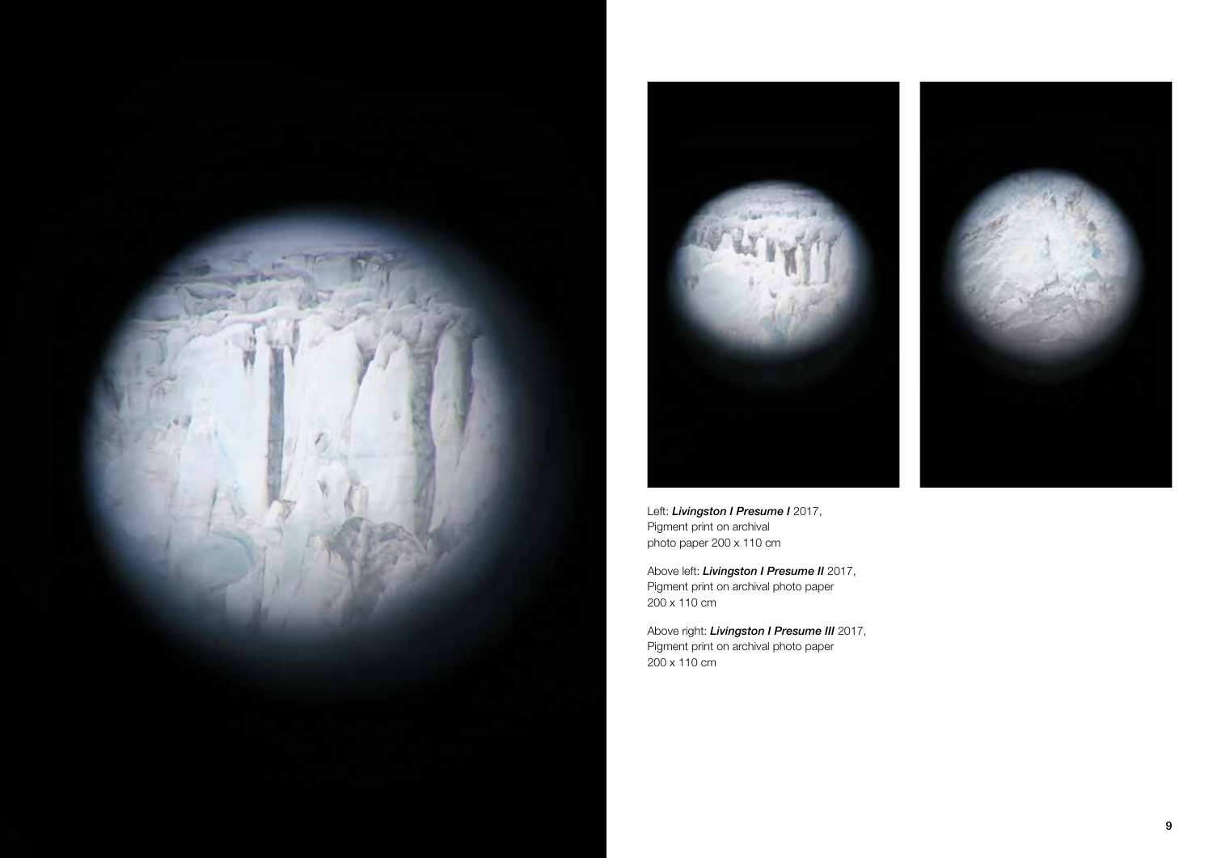Left: ***Livingston I Presume I*** 2017,
Pigment print on archival
photo paper 200 x 110 cm

Above left: ***Livingston I Presume II*** 2017,
Pigment print on archival photo paper
200 x 110 cm

Above right: ***Livingston I Presume III*** 2017,
Pigment print on archival photo paper
200 x 110 cm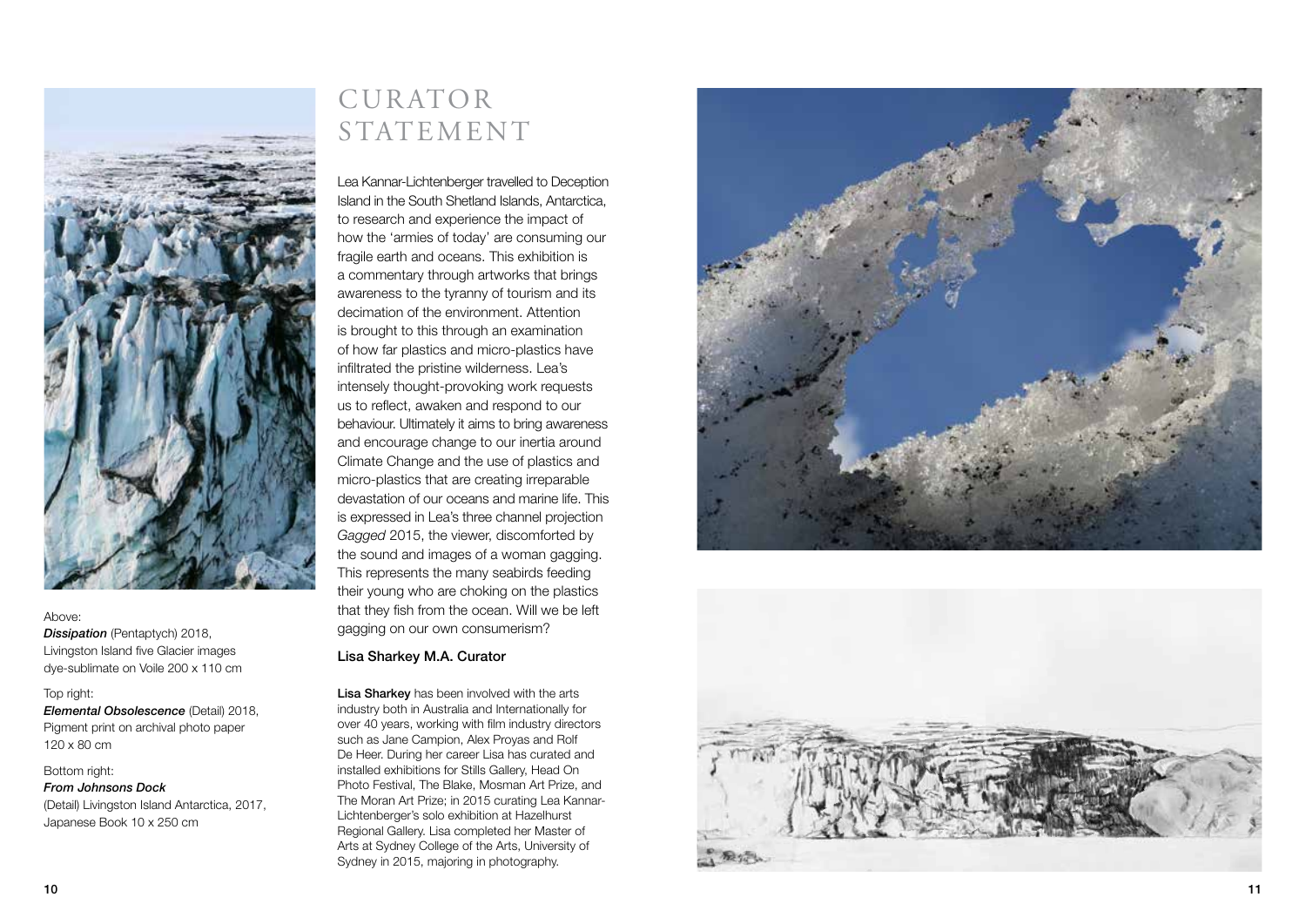Above:
***Dissipation*** (Pentaptych) 2018,
Livingston Island five Glacier images
dye-sublimate on Voile 200 x 110 cm

Top right:
***Elemental Obsolescence*** (Detail) 2018,
Pigment print on archival photo paper
120 x 80 cm

Bottom right:
***From Johnsons Dock***
(Detail) Livingston Island Antarctica, 2017,
Japanese Book 10 x 250 cm

# CURATOR STATEMENT

Lea Kannar-Lichtenberger travelled to Deception Island in the South Shetland Islands, Antarctica, to research and experience the impact of how the 'armies of today' are consuming our fragile earth and oceans. This exhibition is a commentary through artworks that brings awareness to the tyranny of tourism and its decimation of the environment. Attention is brought to this through an examination of how far plastics and micro-plastics have infiltrated the pristine wilderness. Lea's intensely thought-provoking work requests us to reflect, awaken and respond to our behaviour. Ultimately it aims to bring awareness and encourage change to our inertia around Climate Change and the use of plastics and micro-plastics that are creating irreparable devastation of our oceans and marine life. This is expressed in Lea's three channel projection *Gagged* 2015, the viewer, discomforted by the sound and images of a woman gagging. This represents the many seabirds feeding their young who are choking on the plastics that they fish from the ocean. Will we be left gagging on our own consumerism?

**Lisa Sharkey M.A. Curator**

**Lisa Sharkey** has been involved with the arts industry both in Australia and Internationally for over 40 years, working with film industry directors such as Jane Campion, Alex Proyas and Rolf De Heer. During her career Lisa has curated and installed exhibitions for Stills Gallery, Head On Photo Festival, The Blake, Mosman Art Prize, and The Moran Art Prize; in 2015 curating Lea Kannar-Lichtenberger's solo exhibition at Hazelhurst Regional Gallery. Lisa completed her Master of Arts at Sydney College of the Arts, University of Sydney in 2015, majoring in photography.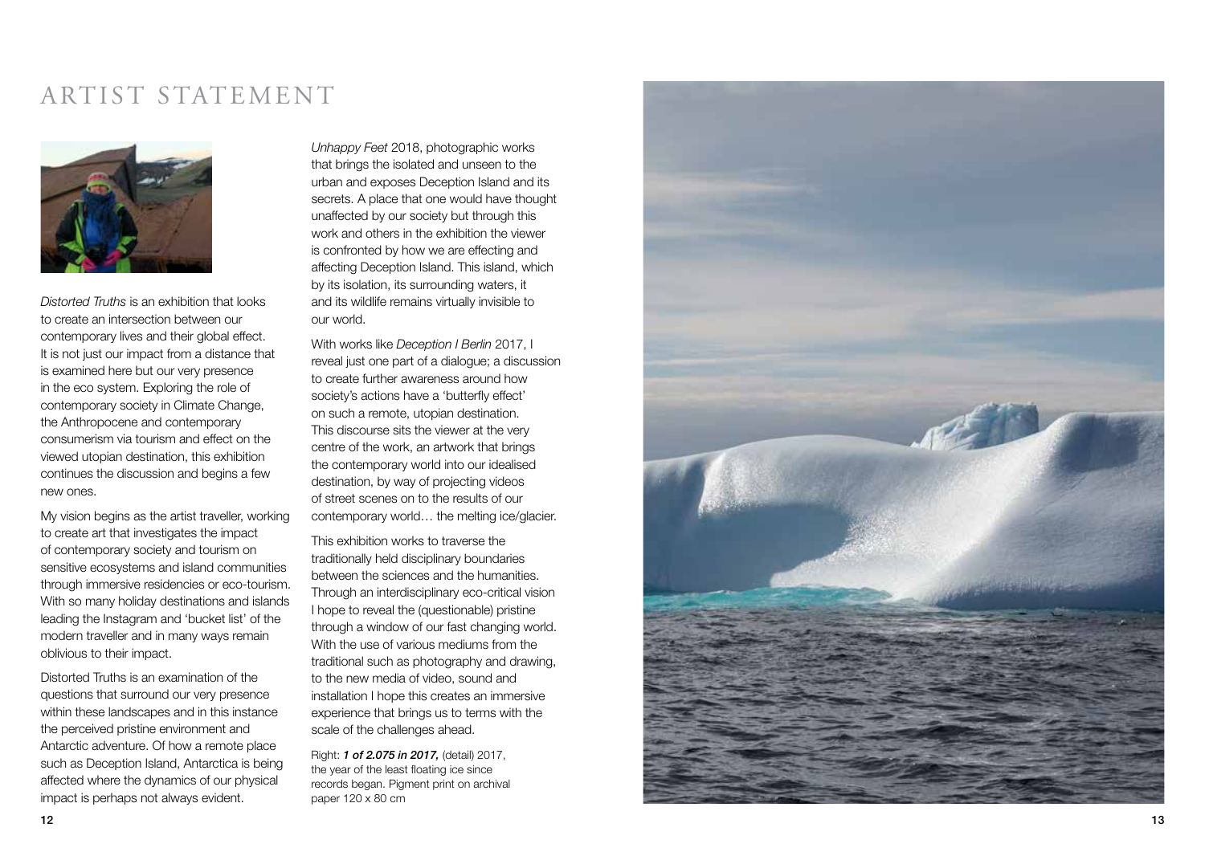# ARTIST STATEMENT

*Distorted Truths* is an exhibition that looks to create an intersection between our contemporary lives and their global effect. It is not just our impact from a distance that is examined here but our very presence in the eco system. Exploring the role of contemporary society in Climate Change, the Anthropocene and contemporary consumerism via tourism and effect on the viewed utopian destination, this exhibition continues the discussion and begins a few new ones.

My vision begins as the artist traveller, working to create art that investigates the impact of contemporary society and tourism on sensitive ecosystems and island communities through immersive residencies or eco-tourism. With so many holiday destinations and islands leading the Instagram and 'bucket list' of the modern traveller and in many ways remain oblivious to their impact.

Distorted Truths is an examination of the questions that surround our very presence within these landscapes and in this instance the perceived pristine environment and Antarctic adventure. Of how a remote place such as Deception Island, Antarctica is being affected where the dynamics of our physical impact is perhaps not always evident.

*Unhappy Feet* 2018, photographic works that brings the isolated and unseen to the urban and exposes Deception Island and its secrets. A place that one would have thought unaffected by our society but through this work and others in the exhibition the viewer is confronted by how we are effecting and affecting Deception Island. This island, which by its isolation, its surrounding waters, it and its wildlife remains virtually invisible to our world.

With works like *Deception I Berlin* 2017, I reveal just one part of a dialogue; a discussion to create further awareness around how society's actions have a 'butterfly effect' on such a remote, utopian destination. This discourse sits the viewer at the very centre of the work, an artwork that brings the contemporary world into our idealised destination, by way of projecting videos of street scenes on to the results of our contemporary world… the melting ice/glacier.

This exhibition works to traverse the traditionally held disciplinary boundaries between the sciences and the humanities. Through an interdisciplinary eco-critical vision I hope to reveal the (questionable) pristine through a window of our fast changing world. With the use of various mediums from the traditional such as photography and drawing, to the new media of video, sound and installation I hope this creates an immersive experience that brings us to terms with the scale of the challenges ahead.

Right: ***1 of 2.075 in 2017,*** (detail) 2017, the year of the least floating ice since records began. Pigment print on archival paper 120 x 80 cm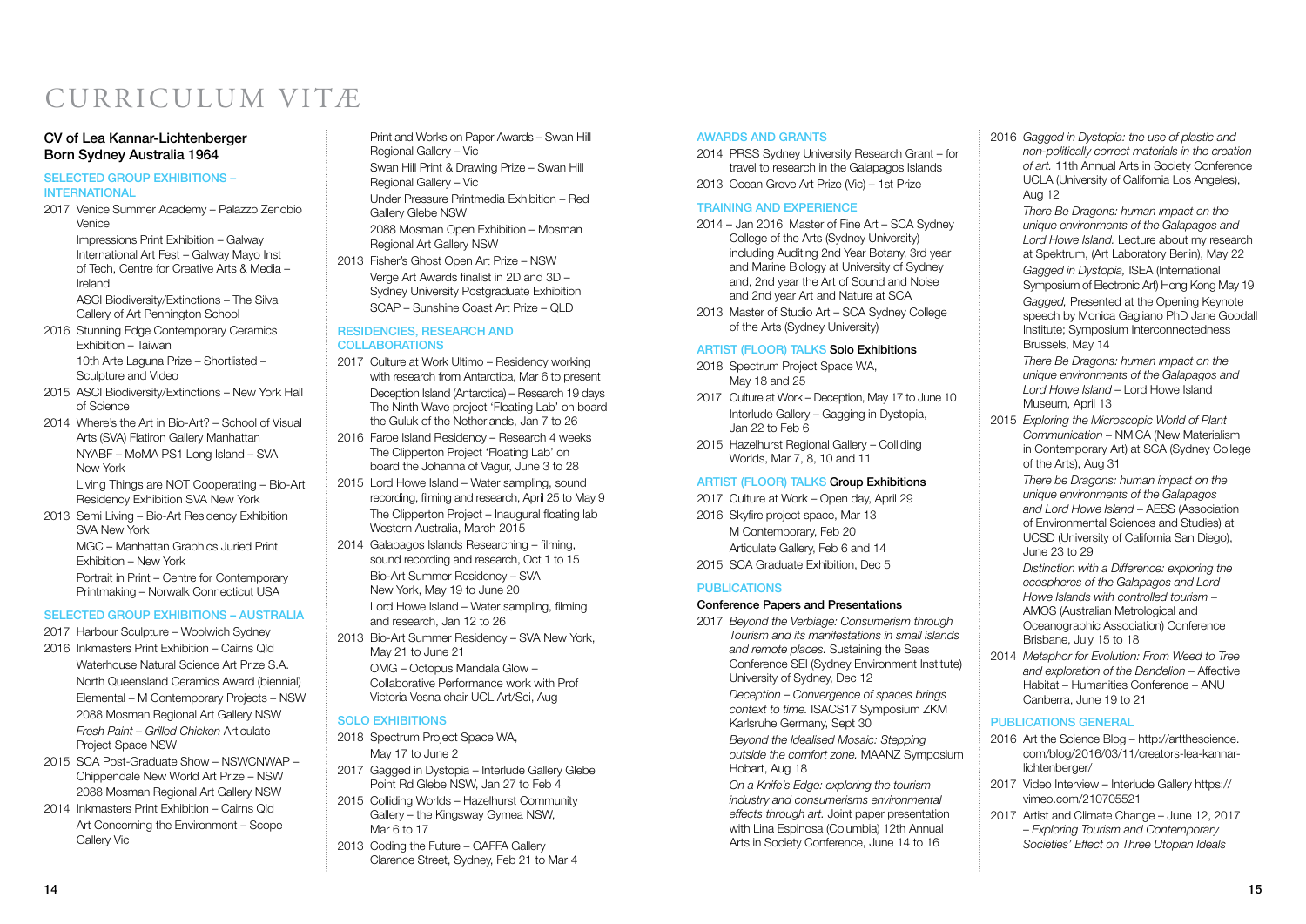# CURRICULUM VITÆ

**CV of Lea Kannar-Lichtenberger**
**Born Sydney Australia 1964**

## SELECTED GROUP EXHIBITIONS – INTERNATIONAL

2017 Venice Summer Academy – Palazzo Zenobio Venice
Impressions Print Exhibition – Galway International Art Fest – Galway Mayo Inst of Tech, Centre for Creative Arts & Media – Ireland
ASCI Biodiversity/Extinctions – The Silva Gallery of Art Pennington School

2016 Stunning Edge Contemporary Ceramics Exhibition – Taiwan
10th Arte Laguna Prize – Shortlisted – Sculpture and Video

2015 ASCI Biodiversity/Extinctions – New York Hall of Science

2014 Where's the Art in Bio-Art? – School of Visual Arts (SVA) Flatiron Gallery Manhattan
NYABF – MoMA PS1 Long Island – SVA New York
Living Things are NOT Cooperating – Bio-Art Residency Exhibition SVA New York

2013 Semi Living – Bio-Art Residency Exhibition SVA New York
MGC – Manhattan Graphics Juried Print Exhibition – New York
Portrait in Print – Centre for Contemporary Printmaking – Norwalk Connecticut USA

## SELECTED GROUP EXHIBITIONS – AUSTRALIA

2017 Harbour Sculpture – Woolwich Sydney

2016 Inkmasters Print Exhibition – Cairns Qld
Waterhouse Natural Science Art Prize S.A.
North Queensland Ceramics Award (biennial)
Elemental – M Contemporary Projects – NSW
2088 Mosman Regional Art Gallery NSW
*Fresh Paint – Grilled Chicken* Articulate Project Space NSW

2015 SCA Post-Graduate Show – NSWCNWAP – Chippendale New World Art Prize – NSW
2088 Mosman Regional Art Gallery NSW

2014 Inkmasters Print Exhibition – Cairns Qld
Art Concerning the Environment – Scope Gallery Vic
Print and Works on Paper Awards – Swan Hill Regional Gallery – Vic
Swan Hill Print & Drawing Prize – Swan Hill Regional Gallery – Vic
Under Pressure Printmedia Exhibition – Red Gallery Glebe NSW
2088 Mosman Open Exhibition – Mosman Regional Art Gallery NSW

2013 Fisher's Ghost Open Art Prize – NSW
Verge Art Awards finalist in 2D and 3D – Sydney University Postgraduate Exhibition
SCAP – Sunshine Coast Art Prize – QLD

## RESIDENCIES, RESEARCH AND COLLABORATIONS

2017 Culture at Work Ultimo – Residency working with research from Antarctica, Mar 6 to present
Deception Island (Antarctica) – Research 19 days
The Ninth Wave project 'Floating Lab' on board the Guluk of the Netherlands, Jan 7 to 26

2016 Faroe Island Residency – Research 4 weeks
The Clipperton Project 'Floating Lab' on board the Johanna of Vagur, June 3 to 28

2015 Lord Howe Island – Water sampling, sound recording, filming and research, April 25 to May 9
The Clipperton Project – Inaugural floating lab Western Australia, March 2015

2014 Galapagos Islands Researching – filming, sound recording and research, Oct 1 to 15
Bio-Art Summer Residency – SVA New York, May 19 to June 20
Lord Howe Island – Water sampling, filming and research, Jan 12 to 26

2013 Bio-Art Summer Residency – SVA New York, May 21 to June 21
OMG – Octopus Mandala Glow – Collaborative Performance work with Prof Victoria Vesna chair UCL Art/Sci, Aug

## SOLO EXHIBITIONS

2018 Spectrum Project Space WA, May 17 to June 2

2017 Gagged in Dystopia – Interlude Gallery Glebe Point Rd Glebe NSW, Jan 27 to Feb 4

2015 Colliding Worlds – Hazelhurst Community Gallery – the Kingsway Gymea NSW, Mar 6 to 17

2013 Coding the Future – GAFFA Gallery Clarence Street, Sydney, Feb 21 to Mar 4

## AWARDS AND GRANTS

2014 PRSS Sydney University Research Grant – for travel to research in the Galapagos Islands

2013 Ocean Grove Art Prize (Vic) – 1st Prize

## TRAINING AND EXPERIENCE

2014 – Jan 2016 Master of Fine Art – SCA Sydney College of the Arts (Sydney University) including Auditing 2nd Year Botany, 3rd year and Marine Biology at University of Sydney and, 2nd year the Art of Sound and Noise and 2nd year Art and Nature at SCA

2013 Master of Studio Art – SCA Sydney College of the Arts (Sydney University)

## ARTIST (FLOOR) TALKS **Solo Exhibitions**

2018 Spectrum Project Space WA, May 18 and 25

2017 Culture at Work – Deception, May 17 to June 10
Interlude Gallery – Gagging in Dystopia, Jan 22 to Feb 6

2015 Hazelhurst Regional Gallery – Colliding Worlds, Mar 7, 8, 10 and 11

## ARTIST (FLOOR) TALKS **Group Exhibitions**

2017 Culture at Work – Open day, April 29

2016 Skyfire project space, Mar 13
M Contemporary, Feb 20
Articulate Gallery, Feb 6 and 14

2015 SCA Graduate Exhibition, Dec 5

## PUBLICATIONS

### Conference Papers and Presentations

2017 *Beyond the Verbiage: Consumerism through Tourism and its manifestations in small islands and remote places.* Sustaining the Seas Conference SEI (Sydney Environment Institute) University of Sydney, Dec 12
*Deception – Convergence of spaces brings context to time.* ISACS17 Symposium ZKM Karlsruhe Germany, Sept 30
*Beyond the Idealised Mosaic: Stepping outside the comfort zone.* MAANZ Symposium Hobart, Aug 18
*On a Knife's Edge: exploring the tourism industry and consumerisms environmental effects through art.* Joint paper presentation with Lina Espinosa (Columbia) 12th Annual Arts in Society Conference, June 14 to 16

2016 *Gagged in Dystopia: the use of plastic and non-politically correct materials in the creation of art.* 11th Annual Arts in Society Conference UCLA (University of California Los Angeles), Aug 12
*There Be Dragons: human impact on the unique environments of the Galapagos and Lord Howe Island.* Lecture about my research at Spektrum, (Art Laboratory Berlin), May 22
*Gagged in Dystopia,* ISEA (International Symposium of Electronic Art) Hong Kong May 19
*Gagged,* Presented at the Opening Keynote speech by Monica Gagliano PhD Jane Goodall Institute; Symposium Interconnectedness Brussels, May 14
*There Be Dragons: human impact on the unique environments of the Galapagos and Lord Howe Island* – Lord Howe Island Museum, April 13

2015 *Exploring the Microscopic World of Plant Communication* – NMiCA (New Materialism in Contemporary Art) at SCA (Sydney College of the Arts), Aug 31
*There be Dragons: human impact on the unique environments of the Galapagos and Lord Howe Island* – AESS (Association of Environmental Sciences and Studies) at UCSD (University of California San Diego), June 23 to 29
*Distinction with a Difference: exploring the ecospheres of the Galapagos and Lord Howe Islands with controlled tourism* – AMOS (Australian Metrological and Oceanographic Association) Conference Brisbane, July 15 to 18

2014 *Metaphor for Evolution: From Weed to Tree and exploration of the Dandelion* – Affective Habitat – Humanities Conference – ANU Canberra, June 19 to 21

## PUBLICATIONS GENERAL

2016 Art the Science Blog – http://artthescience.com/blog/2016/03/11/creators-lea-kannar-lichtenberger/

2017 Video Interview – Interlude Gallery https://vimeo.com/210705521

2017 Artist and Climate Change – June 12, 2017 – *Exploring Tourism and Contemporary Societies' Effect on Three Utopian Ideals*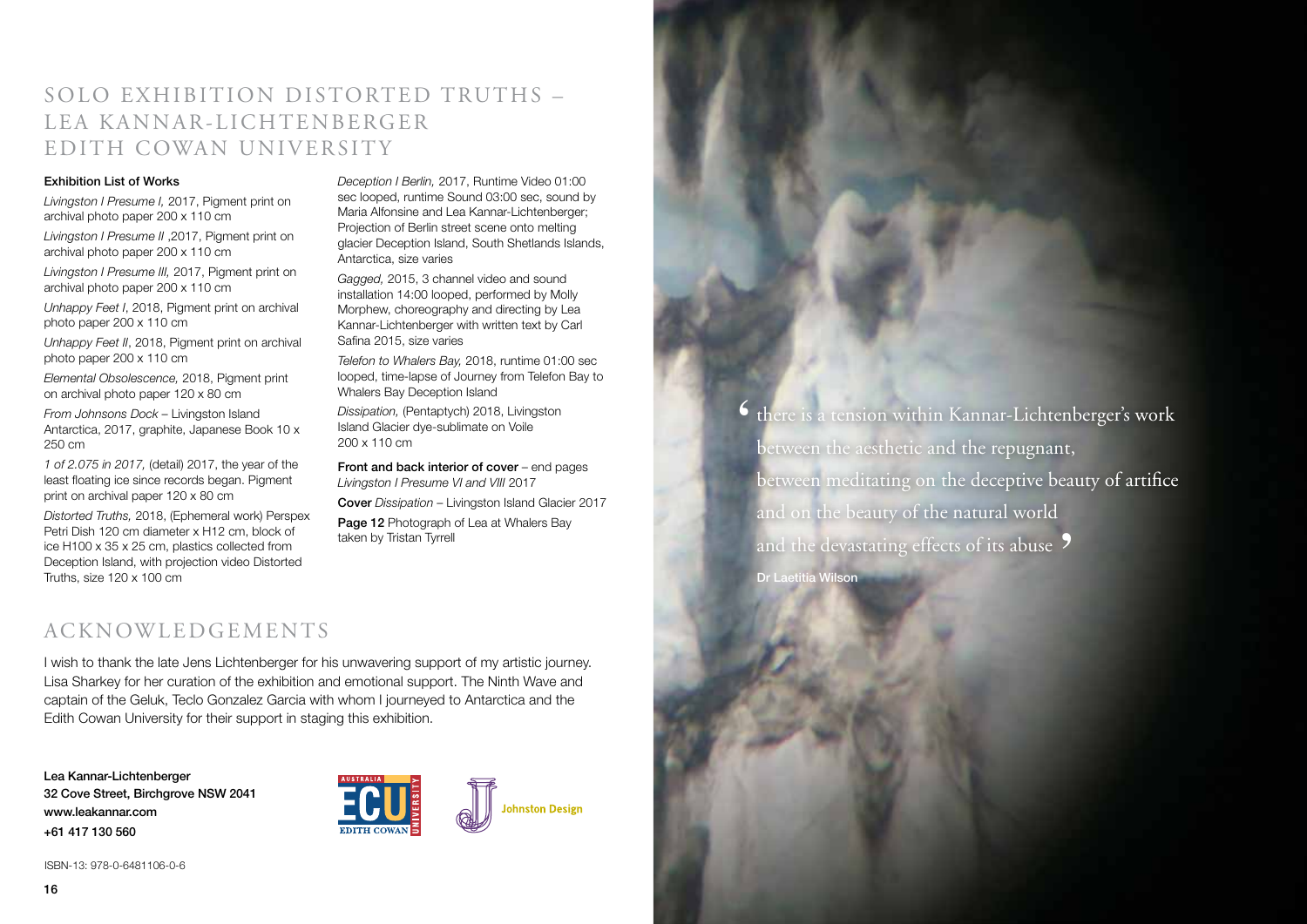# SOLO EXHIBITION DISTORTED TRUTHS – LEA KANNAR-LICHTENBERGER EDITH COWAN UNIVERSITY

**Exhibition List of Works**

*Livingston I Presume I,* 2017, Pigment print on archival photo paper 200 x 110 cm

*Livingston I Presume II* ,2017, Pigment print on archival photo paper 200 x 110 cm

*Livingston I Presume III,* 2017, Pigment print on archival photo paper 200 x 110 cm

*Unhappy Feet I*, 2018, Pigment print on archival photo paper 200 x 110 cm

*Unhappy Feet II*, 2018, Pigment print on archival photo paper 200 x 110 cm

*Elemental Obsolescence,* 2018, Pigment print on archival photo paper 120 x 80 cm

*From Johnsons Dock* – Livingston Island Antarctica, 2017, graphite, Japanese Book 10 x 250 cm

*1 of 2.075 in 2017,* (detail) 2017, the year of the least floating ice since records began. Pigment print on archival photo paper 120 x 80 cm

*Distorted Truths,* 2018, (Ephemeral work) Perspex Petri Dish 120 cm diameter x H12 cm, block of ice H100 x 35 x 25 cm, plastics collected from Deception Island, with projection video Distorted Truths, size 120 x 100 cm

*Deception I Berlin,* 2017, Runtime Video 01:00 sec looped, runtime Sound 03:00 sec, sound by Maria Alfonsine and Lea Kannar-Lichtenberger; Projection of Berlin street scene onto melting glacier Deception Island, South Shetlands Islands, Antarctica, size varies

*Gagged,* 2015, 3 channel video and sound installation 14:00 looped, performed by Molly Morphew, choreography and directing by Lea Kannar-Lichtenberger with written text by Carl Safina 2015, size varies

*Telefon to Whalers Bay,* 2018, runtime 01:00 sec looped, time-lapse of Journey from Telefon Bay to Whalers Bay Deception Island

*Dissipation,* (Pentaptych) 2018, Livingston Island Glacier dye-sublimate on Voile 200 x 110 cm

**Front and back interior of cover** – end pages *Livingston I Presume VI and VIII* 2017

**Cover** *Dissipation* – Livingston Island Glacier 2017

**Page 12** Photograph of Lea at Whalers Bay taken by Tristan Tyrrell

## ACKNOWLEDGEMENTS

I wish to thank the late Jens Lichtenberger for his unwavering support of my artistic journey. Lisa Sharkey for her curation of the exhibition and emotional support. The Ninth Wave and captain of the Geluk, Teclo Gonzalez Garcia with whom I journeyed to Antarctica and the Edith Cowan University for their support in staging this exhibition.

**Lea Kannar-Lichtenberger**
**32 Cove Street, Birchgrove NSW 2041**
**www.leakannar.com**
**+61 417 130 560**

ISBN-13: 978-0-6481106-0-6

‘ there is a tension within Kannar-Lichtenberger's work between the aesthetic and the repugnant, between meditating on the deceptive beauty of artifice and on the beauty of the natural world and the devastating effects of its abuse ’

**Dr Laetitia Wilson**